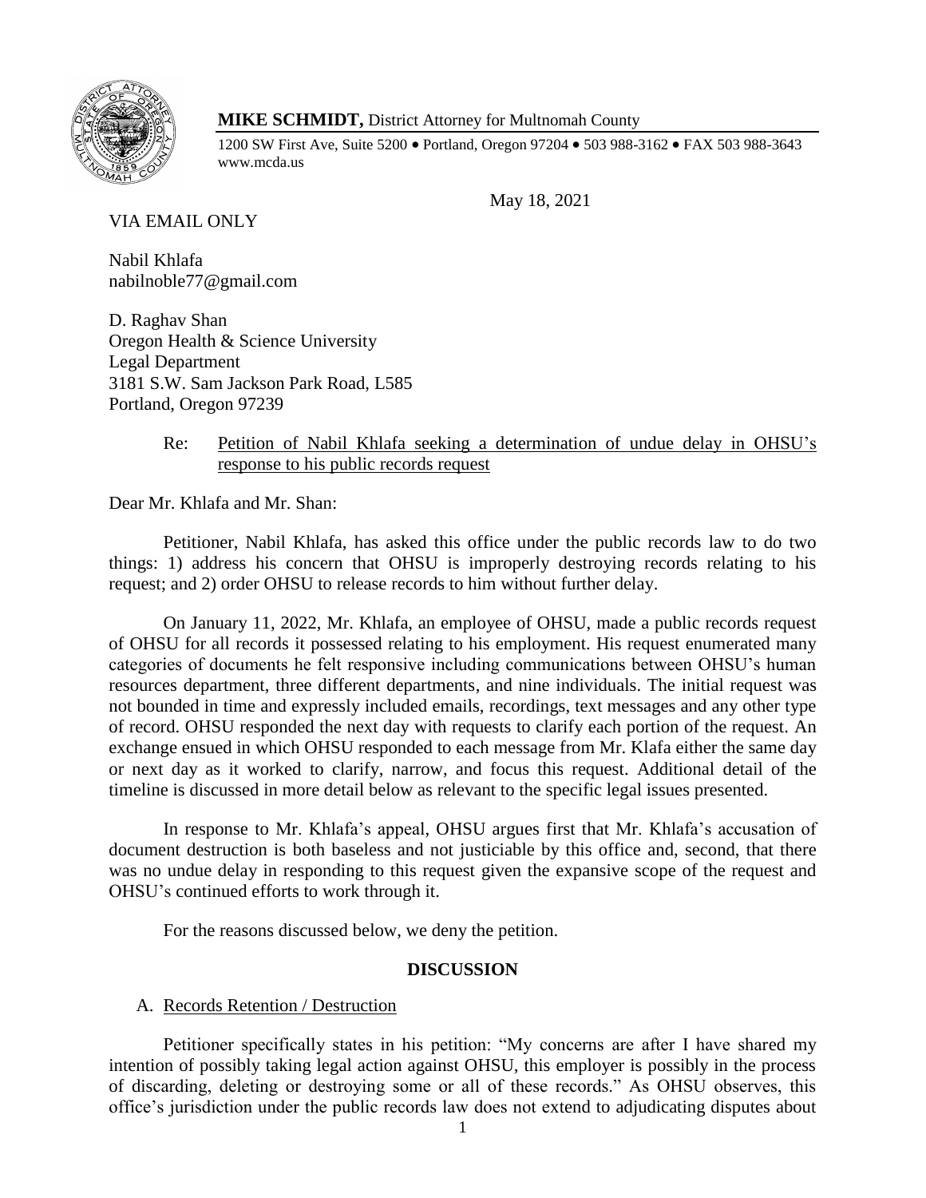**MIKE SCHMIDT,** District Attorney for Multnomah County

1200 SW First Ave, Suite 5200 • Portland, Oregon 97204 • 503 988-3162 • FAX 503 988-3643
www.mcda.us

May 18, 2021

VIA EMAIL ONLY

Nabil Khlafa
nabilnoble77@gmail.com

D. Raghav Shan
Oregon Health & Science University
Legal Department
3181 S.W. Sam Jackson Park Road, L585
Portland, Oregon 97239

Re: Petition of Nabil Khlafa seeking a determination of undue delay in OHSU's response to his public records request

Dear Mr. Khlafa and Mr. Shan:

Petitioner, Nabil Khlafa, has asked this office under the public records law to do two things: 1) address his concern that OHSU is improperly destroying records relating to his request; and 2) order OHSU to release records to him without further delay.

On January 11, 2022, Mr. Khlafa, an employee of OHSU, made a public records request of OHSU for all records it possessed relating to his employment. His request enumerated many categories of documents he felt responsive including communications between OHSU's human resources department, three different departments, and nine individuals. The initial request was not bounded in time and expressly included emails, recordings, text messages and any other type of record. OHSU responded the next day with requests to clarify each portion of the request. An exchange ensued in which OHSU responded to each message from Mr. Klafa either the same day or next day as it worked to clarify, narrow, and focus this request. Additional detail of the timeline is discussed in more detail below as relevant to the specific legal issues presented.

In response to Mr. Khlafa's appeal, OHSU argues first that Mr. Khlafa's accusation of document destruction is both baseless and not justiciable by this office and, second, that there was no undue delay in responding to this request given the expansive scope of the request and OHSU's continued efforts to work through it.

For the reasons discussed below, we deny the petition.

## DISCUSSION

### A. Records Retention / Destruction

Petitioner specifically states in his petition: "My concerns are after I have shared my intention of possibly taking legal action against OHSU, this employer is possibly in the process of discarding, deleting or destroying some or all of these records." As OHSU observes, this office's jurisdiction under the public records law does not extend to adjudicating disputes about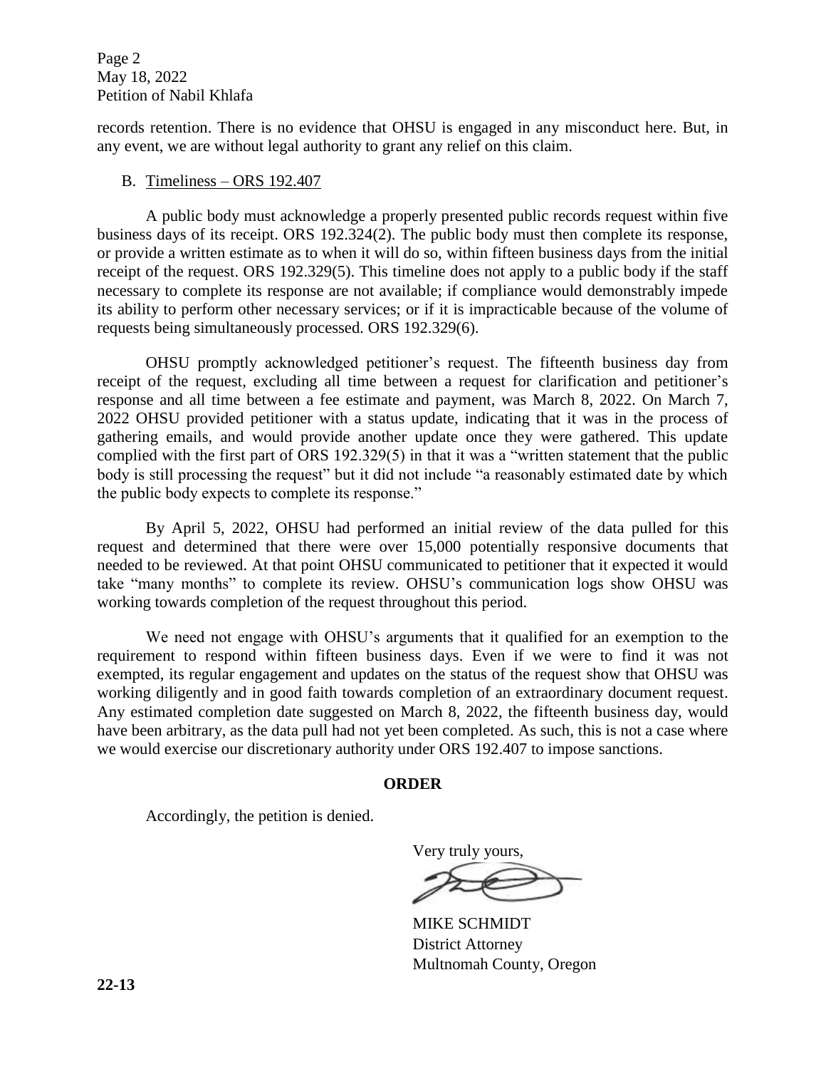records retention. There is no evidence that OHSU is engaged in any misconduct here. But, in any event, we are without legal authority to grant any relief on this claim.

B. Timeliness – ORS 192.407

A public body must acknowledge a properly presented public records request within five business days of its receipt. ORS 192.324(2). The public body must then complete its response, or provide a written estimate as to when it will do so, within fifteen business days from the initial receipt of the request. ORS 192.329(5). This timeline does not apply to a public body if the staff necessary to complete its response are not available; if compliance would demonstrably impede its ability to perform other necessary services; or if it is impracticable because of the volume of requests being simultaneously processed. ORS 192.329(6).

OHSU promptly acknowledged petitioner's request. The fifteenth business day from receipt of the request, excluding all time between a request for clarification and petitioner's response and all time between a fee estimate and payment, was March 8, 2022. On March 7, 2022 OHSU provided petitioner with a status update, indicating that it was in the process of gathering emails, and would provide another update once they were gathered. This update complied with the first part of ORS 192.329(5) in that it was a "written statement that the public body is still processing the request" but it did not include "a reasonably estimated date by which the public body expects to complete its response."

By April 5, 2022, OHSU had performed an initial review of the data pulled for this request and determined that there were over 15,000 potentially responsive documents that needed to be reviewed. At that point OHSU communicated to petitioner that it expected it would take "many months" to complete its review. OHSU's communication logs show OHSU was working towards completion of the request throughout this period.

We need not engage with OHSU's arguments that it qualified for an exemption to the requirement to respond within fifteen business days. Even if we were to find it was not exempted, its regular engagement and updates on the status of the request show that OHSU was working diligently and in good faith towards completion of an extraordinary document request. Any estimated completion date suggested on March 8, 2022, the fifteenth business day, would have been arbitrary, as the data pull had not yet been completed. As such, this is not a case where we would exercise our discretionary authority under ORS 192.407 to impose sanctions.

**ORDER**

Accordingly, the petition is denied.

Very truly yours,

MIKE SCHMIDT
District Attorney
Multnomah County, Oregon

**22-13**